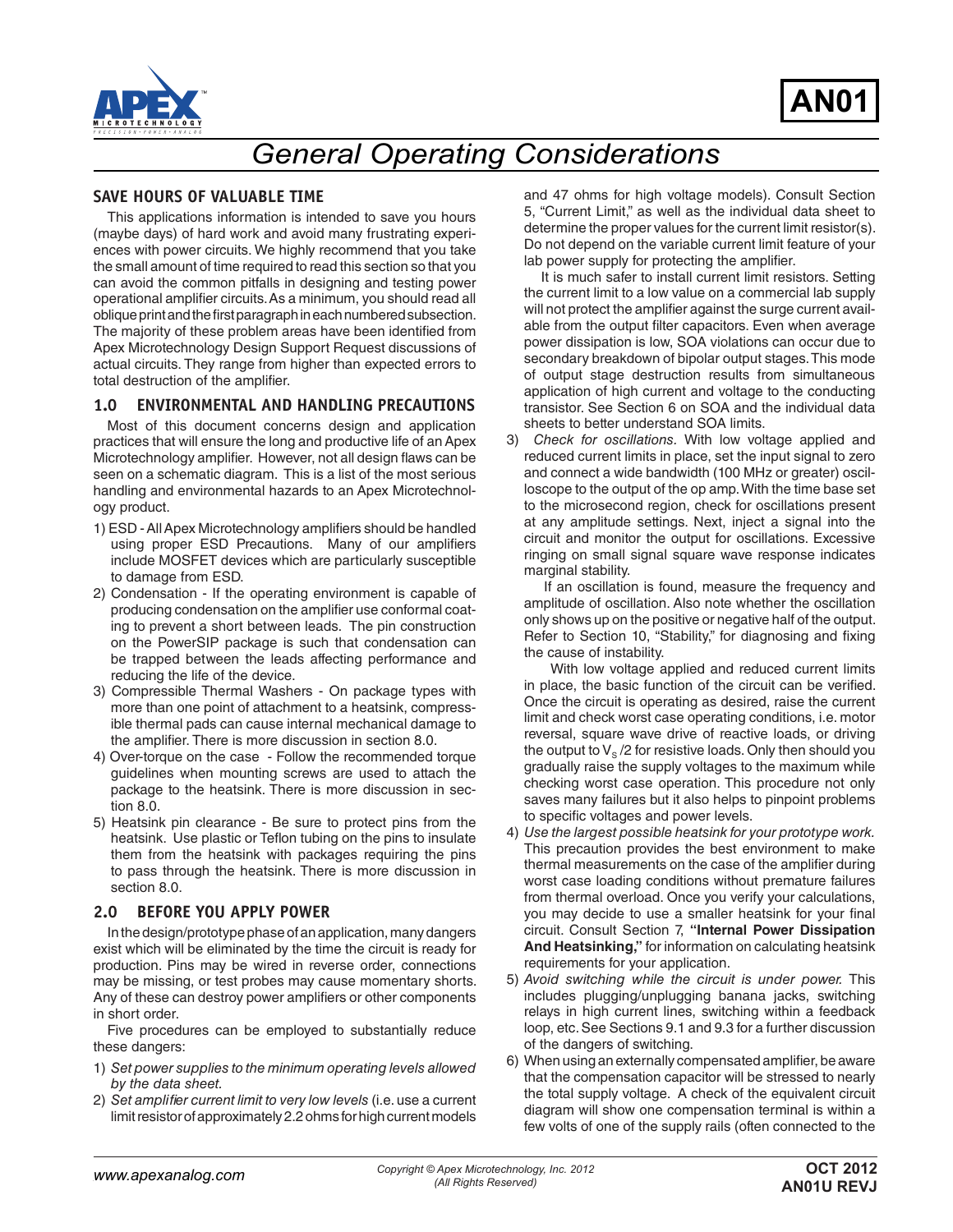# AN01

## General Operating Considerations

### SAVE HOURS OF VALUABLE TIME

This applications information is intended to save you hours (maybe days) of hard work and avoid many frustrating experiences with power circuits. We highly recommend that you take the small amount of time required to read this section so that you can avoid the common pitfalls in designing and testing power operational amplifier circuits. As a minimum, you should read all oblique print and the first paragraph in each numbered subsection. The majority of these problem areas have been identified from Apex Microtechnology Design Support Request discussions of actual circuits. They range from higher than expected errors to total destruction of the amplifier.

### 1.0 ENVIRONMENTAL AND HANDLING PRECAUTIONS

Most of this document concerns design and application practices that will ensure the long and productive life of an Apex Microtechnology amplifier. However, not all design flaws can be seen on a schematic diagram. This is a list of the most serious handling and environmental hazards to an Apex Microtechnology product.

1) ESD - All Apex Microtechnology amplifiers should be handled using proper ESD Precautions. Many of our amplifiers include MOSFET devices which are particularly susceptible to damage from ESD.
2) Condensation - If the operating environment is capable of producing condensation on the amplifier use conformal coating to prevent a short between leads. The pin construction on the PowerSIP package is such that condensation can be trapped between the leads affecting performance and reducing the life of the device.
3) Compressible Thermal Washers - On package types with more than one point of attachment to a heatsink, compressible thermal pads can cause internal mechanical damage to the amplifier. There is more discussion in section 8.0.
4) Over-torque on the case - Follow the recommended torque guidelines when mounting screws are used to attach the package to the heatsink. There is more discussion in section 8.0.
5) Heatsink pin clearance - Be sure to protect pins from the heatsink. Use plastic or Teflon tubing on the pins to insulate them from the heatsink with packages requiring the pins to pass through the heatsink. There is more discussion in section 8.0.

### 2.0 BEFORE YOU APPLY POWER

In the design/prototype phase of an application, many dangers exist which will be eliminated by the time the circuit is ready for production. Pins may be wired in reverse order, connections may be missing, or test probes may cause momentary shorts. Any of these can destroy power amplifiers or other components in short order.

Five procedures can be employed to substantially reduce these dangers:

1) *Set power supplies to the minimum operating levels allowed by the data sheet.*
2) *Set amplifier current limit to very low levels* (i.e. use a current limit resistor of approximately 2.2 ohms for high current models and 47 ohms for high voltage models). Consult Section 5, "Current Limit," as well as the individual data sheet to determine the proper values for the current limit resistor(s). Do not depend on the variable current limit feature of your lab power supply for protecting the amplifier.

   It is much safer to install current limit resistors. Setting the current limit to a low value on a commercial lab supply will not protect the amplifier against the surge current available from the output filter capacitors. Even when average power dissipation is low, SOA violations can occur due to secondary breakdown of bipolar output stages. This mode of output stage destruction results from simultaneous application of high current and voltage to the conducting transistor. See Section 6 on SOA and the individual data sheets to better understand SOA limits.
3) *Check for oscillations.* With low voltage applied and reduced current limits in place, set the input signal to zero and connect a wide bandwidth (100 MHz or greater) oscilloscope to the output of the op amp. With the time base set to the microsecond region, check for oscillations present at any amplitude settings. Next, inject a signal into the circuit and monitor the output for oscillations. Excessive ringing on small signal square wave response indicates marginal stability.

   If an oscillation is found, measure the frequency and amplitude of oscillation. Also note whether the oscillation only shows up on the positive or negative half of the output. Refer to Section 10, "Stability," for diagnosing and fixing the cause of instability.

   With low voltage applied and reduced current limits in place, the basic function of the circuit can be verified. Once the circuit is operating as desired, raise the current limit and check worst case operating conditions, i.e. motor reversal, square wave drive of reactive loads, or driving the output to $V_S$ /2 for resistive loads. Only then should you gradually raise the supply voltages to the maximum while checking worst case operation. This procedure not only saves many failures but it also helps to pinpoint problems to specific voltages and power levels.
4) *Use the largest possible heatsink for your prototype work.* This precaution provides the best environment to make thermal measurements on the case of the amplifier during worst case loading conditions without premature failures from thermal overload. Once you verify your calculations, you may decide to use a smaller heatsink for your final circuit. Consult Section 7, **"Internal Power Dissipation And Heatsinking,"** for information on calculating heatsink requirements for your application.
5) *Avoid switching while the circuit is under power.* This includes plugging/unplugging banana jacks, switching relays in high current lines, switching within a feedback loop, etc. See Sections 9.1 and 9.3 for a further discussion of the dangers of switching.
6) When using an externally compensated amplifier, be aware that the compensation capacitor will be stressed to nearly the total supply voltage. A check of the equivalent circuit diagram will show one compensation terminal is within a few volts of one of the supply rails (often connected to the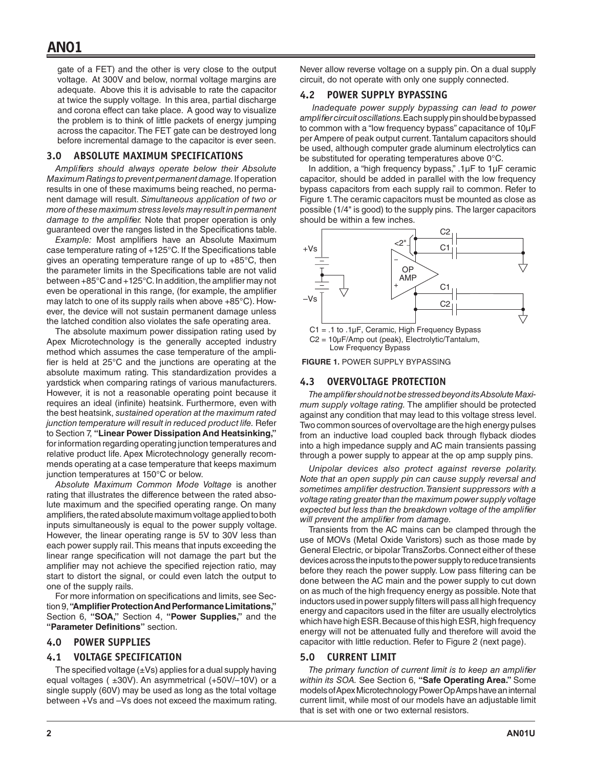gate of a FET) and the other is very close to the output voltage. At 300V and below, normal voltage margins are adequate. Above this it is advisable to rate the capacitor at twice the supply voltage. In this area, partial discharge and corona effect can take place. A good way to visualize the problem is to think of little packets of energy jumping across the capacitor. The FET gate can be destroyed long before incremental damage to the capacitor is ever seen.

## 3.0 ABSOLUTE MAXIMUM SPECIFICATIONS

*Amplifiers should always operate below their Absolute Maximum Ratings to prevent permanent damage.* If operation results in one of these maximums being reached, no permanent damage will result. *Simultaneous application of two or more of these maximum stress levels may result in permanent damage to the amplifier.* Note that proper operation is only guaranteed over the ranges listed in the Specifications table.

*Example:* Most amplifiers have an Absolute Maximum case temperature rating of +125°C. If the Specifications table gives an operating temperature range of up to +85°C, then the parameter limits in the Specifications table are not valid between +85°C and +125°C. In addition, the amplifier may not even be operational in this range, (for example, the amplifier may latch to one of its supply rails when above +85°C). However, the device will not sustain permanent damage unless the latched condition also violates the safe operating area.

The absolute maximum power dissipation rating used by Apex Microtechnology is the generally accepted industry method which assumes the case temperature of the amplifier is held at 25°C and the junctions are operating at the absolute maximum rating. This standardization provides a yardstick when comparing ratings of various manufacturers. However, it is not a reasonable operating point because it requires an ideal (infinite) heatsink. Furthermore, even with the best heatsink, *sustained operation at the maximum rated junction temperature will result in reduced product life.* Refer to Section 7, **"Linear Power Dissipation And Heatsinking,"** for information regarding operating junction temperatures and relative product life. Apex Microtechnology generally recommends operating at a case temperature that keeps maximum junction temperatures at 150°C or below.

*Absolute Maximum Common Mode Voltage* is another rating that illustrates the difference between the rated absolute maximum and the specified operating range. On many amplifiers, the rated absolute maximum voltage applied to both inputs simultaneously is equal to the power supply voltage. However, the linear operating range is 5V to 30V less than each power supply rail. This means that inputs exceeding the linear range specification will not damage the part but the amplifier may not achieve the specified rejection ratio, may start to distort the signal, or could even latch the output to one of the supply rails.

For more information on specifications and limits, see Section 9, **"Amplifier Protection And Performance Limitations,"** Section 6, **"SOA,"** Section 4, **"Power Supplies,"** and the **"Parameter Definitions"** section.

## 4.0 POWER SUPPLIES

### 4.1 VOLTAGE SPECIFICATION

The specified voltage (±Vs) applies for a dual supply having equal voltages ( ±30V). An asymmetrical (+50V/–10V) or a single supply (60V) may be used as long as the total voltage between +Vs and –Vs does not exceed the maximum rating.

Never allow reverse voltage on a supply pin. On a dual supply circuit, do not operate with only one supply connected.

### 4.2 POWER SUPPLY BYPASSING

*Inadequate power supply bypassing can lead to power amplifier circuit oscillations.* Each supply pin should be bypassed to common with a "low frequency bypass" capacitance of 10µF per Ampere of peak output current. Tantalum capacitors should be used, although computer grade aluminum electrolytics can be substituted for operating temperatures above 0°C.

In addition, a "high frequency bypass," .1µF to 1µF ceramic capacitor, should be added in parallel with the low frequency bypass capacitors from each supply rail to common. Refer to Figure 1. The ceramic capacitors must be mounted as close as possible (1/4" is good) to the supply pins. The larger capacitors should be within a few inches.

C1 = .1 to .1µF, Ceramic, High Frequency Bypass
C2 = 10µF/Amp out (peak), Electrolytic/Tantalum, Low Frequency Bypass

**FIGURE 1.** POWER SUPPLY BYPASSING

### 4.3 OVERVOLTAGE PROTECTION

*The amplifier should not be stressed beyond its Absolute Maximum supply voltage rating.* The amplifier should be protected against any condition that may lead to this voltage stress level. Two common sources of overvoltage are the high energy pulses from an inductive load coupled back through flyback diodes into a high impedance supply and AC main transients passing through a power supply to appear at the op amp supply pins.

*Unipolar devices also protect against reverse polarity. Note that an open supply pin can cause supply reversal and sometimes amplifier destruction. Transient suppressors with a voltage rating greater than the maximum power supply voltage expected but less than the breakdown voltage of the amplifier will prevent the amplifier from damage.*

Transients from the AC mains can be clamped through the use of MOVs (Metal Oxide Varistors) such as those made by General Electric, or bipolar TransZorbs. Connect either of these devices across the inputs to the power supply to reduce transients before they reach the power supply. Low pass filtering can be done between the AC main and the power supply to cut down on as much of the high frequency energy as possible. Note that inductors used in power supply filters will pass all high frequency energy and capacitors used in the filter are usually electrolytics which have high ESR. Because of this high ESR, high frequency energy will not be attenuated fully and therefore will avoid the capacitor with little reduction. Refer to Figure 2 (next page).

## 5.0 CURRENT LIMIT

*The primary function of current limit is to keep an amplifier within its SOA.* See Section 6, **"Safe Operating Area."** Some models of Apex Microtechnology Power Op Amps have an internal current limit, while most of our models have an adjustable limit that is set with one or two external resistors.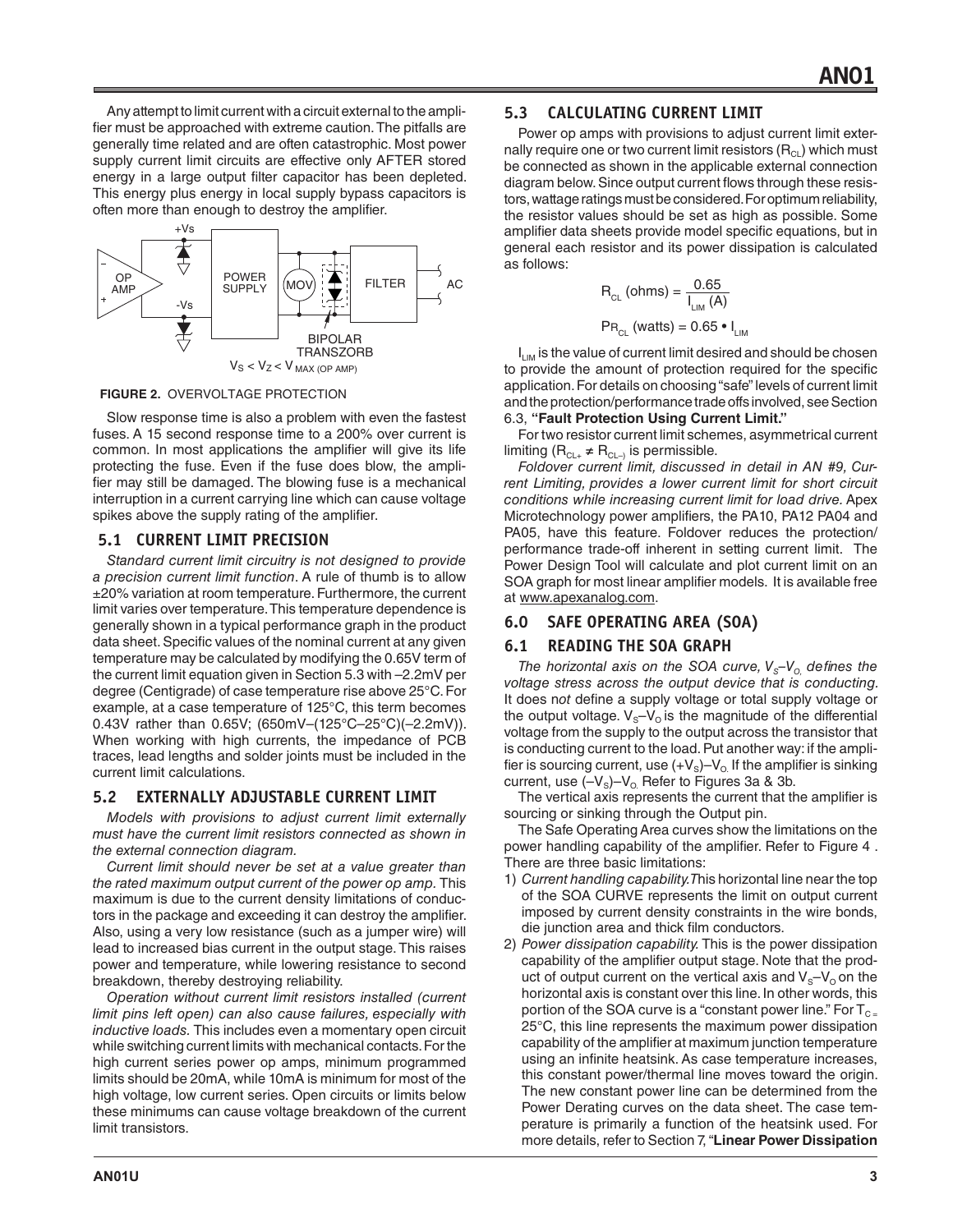Any attempt to limit current with a circuit external to the amplifier must be approached with extreme caution. The pitfalls are generally time related and are often catastrophic. Most power supply current limit circuits are effective only AFTER stored energy in a large output filter capacitor has been depleted. This energy plus energy in local supply bypass capacitors is often more than enough to destroy the amplifier.

**FIGURE 2.** OVERVOLTAGE PROTECTION

Slow response time is also a problem with even the fastest fuses. A 15 second response time to a 200% over current is common. In most applications the amplifier will give its life protecting the fuse. Even if the fuse does blow, the amplifier may still be damaged. The blowing fuse is a mechanical interruption in a current carrying line which can cause voltage spikes above the supply rating of the amplifier.

## 5.1 CURRENT LIMIT PRECISION

*Standard current limit circuitry is not designed to provide a precision current limit function*. A rule of thumb is to allow ±20% variation at room temperature. Furthermore, the current limit varies over temperature. This temperature dependence is generally shown in a typical performance graph in the product data sheet. Specific values of the nominal current at any given temperature may be calculated by modifying the 0.65V term of the current limit equation given in Section 5.3 with –2.2mV per degree (Centigrade) of case temperature rise above 25°C. For example, at a case temperature of 125°C, this term becomes 0.43V rather than 0.65V; (650mV–(125°C–25°C)(–2.2mV)). When working with high currents, the impedance of PCB traces, lead lengths and solder joints must be included in the current limit calculations.

## 5.2 EXTERNALLY ADJUSTABLE CURRENT LIMIT

*Models with provisions to adjust current limit externally must have the current limit resistors connected as shown in the external connection diagram.*

*Current limit should never be set at a value greater than the rated maximum output current of the power op amp.* This maximum is due to the current density limitations of conductors in the package and exceeding it can destroy the amplifier. Also, using a very low resistance (such as a jumper wire) will lead to increased bias current in the output stage. This raises power and temperature, while lowering resistance to second breakdown, thereby destroying reliability.

*Operation without current limit resistors installed (current limit pins left open) can also cause failures, especially with inductive loads.* This includes even a momentary open circuit while switching current limits with mechanical contacts. For the high current series power op amps, minimum programmed limits should be 20mA, while 10mA is minimum for most of the high voltage, low current series. Open circuits or limits below these minimums can cause voltage breakdown of the current limit transistors.

## 5.3 CALCULATING CURRENT LIMIT

Power op amps with provisions to adjust current limit externally require one or two current limit resistors ($R_{CL}$) which must be connected as shown in the applicable external connection diagram below. Since output current flows through these resistors, wattage ratings must be considered. For optimum reliability, the resistor values should be set as high as possible. Some amplifier data sheets provide model specific equations, but in general each resistor and its power dissipation is calculated as follows:

$$R_{CL}\ (\text{ohms}) = \frac{0.65}{I_{LIM}\ (\text{A})}$$

$$P_{R_{CL}}\ (\text{watts}) = 0.65 \cdot I_{LIM}$$

$I_{LIM}$ is the value of current limit desired and should be chosen to provide the amount of protection required for the specific application. For details on choosing "safe" levels of current limit and the protection/performance trade offs involved, see Section 6.3, **"Fault Protection Using Current Limit."**

For two resistor current limit schemes, asymmetrical current limiting ($R_{CL+} \neq R_{CL-}$) is permissible.

*Foldover current limit, discussed in detail in AN #9, Current Limiting, provides a lower current limit for short circuit conditions while increasing current limit for load drive.* Apex Microtechnology power amplifiers, the PA10, PA12 PA04 and PA05, have this feature. Foldover reduces the protection/performance trade-off inherent in setting current limit. The Power Design Tool will calculate and plot current limit on an SOA graph for most linear amplifier models. It is available free at www.apexanalog.com.

## 6.0 SAFE OPERATING AREA (SOA)

## 6.1 READING THE SOA GRAPH

*The horizontal axis on the SOA curve, $V_S$–$V_O$, defines the voltage stress across the output device that is conducting*. It does not define a supply voltage or total supply voltage or the output voltage. $V_S$–$V_O$ is the magnitude of the differential voltage from the supply to the output across the transistor that is conducting current to the load. Put another way: if the amplifier is sourcing current, use $(+V_S)$–$V_O$. If the amplifier is sinking current, use $(–V_S)$–$V_O$. Refer to Figures 3a & 3b.

The vertical axis represents the current that the amplifier is sourcing or sinking through the Output pin.

The Safe Operating Area curves show the limitations on the power handling capability of the amplifier. Refer to Figure 4 . There are three basic limitations:

1) *Current handling capability.* This horizontal line near the top of the SOA CURVE represents the limit on output current imposed by current density constraints in the wire bonds, die junction area and thick film conductors.
2) *Power dissipation capability.* This is the power dissipation capability of the amplifier output stage. Note that the product of output current on the vertical axis and $V_S$–$V_O$ on the horizontal axis is constant over this line. In other words, this portion of the SOA curve is a "constant power line." For $T_C$ = 25°C, this line represents the maximum power dissipation capability of the amplifier at maximum junction temperature using an infinite heatsink. As case temperature increases, this constant power/thermal line moves toward the origin. The new constant power line can be determined from the Power Derating curves on the data sheet. The case temperature is primarily a function of the heatsink used. For more details, refer to Section 7, "**Linear Power Dissipation**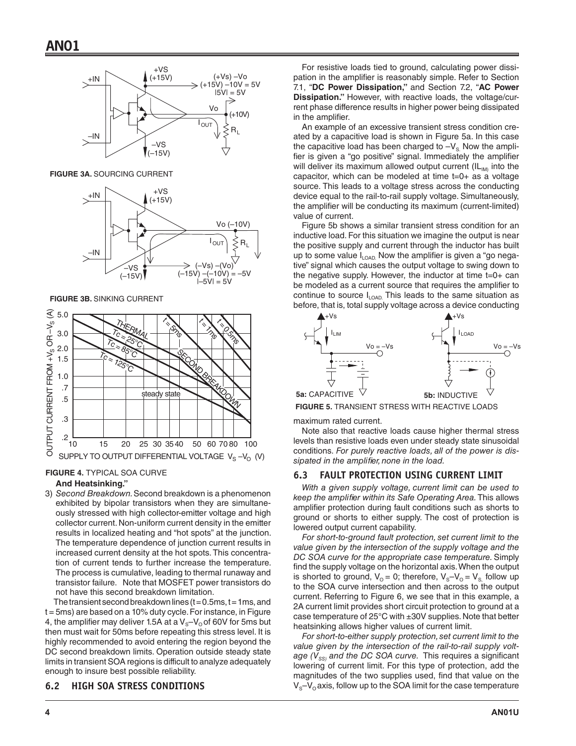FIGURE 3A. SOURCING CURRENT

FIGURE 3B. SINKING CURRENT

FIGURE 4. TYPICAL SOA CURVE

**And Heatsinking."**

3) *Second Breakdown.* Second breakdown is a phenomenon exhibited by bipolar transistors when they are simultaneously stressed with high collector-emitter voltage and high collector current. Non-uniform current density in the emitter results in localized heating and "hot spots" at the junction. The temperature dependence of junction current results in increased current density at the hot spots. This concentration of current tends to further increase the temperature. The process is cumulative, leading to thermal runaway and transistor failure. Note that MOSFET power transistors do not have this second breakdown limitation.

The transient second breakdown lines (t = 0.5ms, t = 1ms, and t = 5ms) are based on a 10% duty cycle. For instance, in Figure 4, the amplifier may deliver 1.5A at a $V_S–V_O$ of 60V for 5ms but then must wait for 50ms before repeating this stress level. It is highly recommended to avoid entering the region beyond the DC second breakdown limits. Operation outside steady state limits in transient SOA regions is difficult to analyze adequately enough to insure best possible reliability.

## 6.2 HIGH SOA STRESS CONDITIONS

For resistive loads tied to ground, calculating power dissipation in the amplifier is reasonably simple. Refer to Section 7.1, "**DC Power Dissipation,**" and Section 7.2, "**AC Power Dissipation.**" However, with reactive loads, the voltage/current phase difference results in higher power being dissipated in the amplifier.

An example of an excessive transient stress condition created by a capacitive load is shown in Figure 5a. In this case the capacitive load has been charged to $–V_S$. Now the amplifier is given a "go positive" signal. Immediately the amplifier will deliver its maximum allowed output current ($IL_{IM}$) into the capacitor, which can be modeled at time t=0+ as a voltage source. This leads to a voltage stress across the conducting device equal to the rail-to-rail supply voltage. Simultaneously, the amplifier will be conducting its maximum (current-limited) value of current.

Figure 5b shows a similar transient stress condition for an inductive load. For this situation we imagine the output is near the positive supply and current through the inductor has built up to some value $I_{LOAD}$. Now the amplifier is given a "go negative" signal which causes the output voltage to swing down to the negative supply. However, the inductor at time t=0+ can be modeled as a current source that requires the amplifier to continue to source $I_{LOAD}$. This leads to the same situation as before, that is, total supply voltage across a device conducting maximum rated current.

**5a:** CAPACITIVE **5b:** INDUCTIVE

FIGURE 5. TRANSIENT STRESS WITH REACTIVE LOADS

Note also that reactive loads cause higher thermal stress levels than resistive loads even under steady state sinusoidal conditions. *For purely reactive loads, all of the power is dissipated in the amplifier, none in the load.*

## 6.3 FAULT PROTECTION USING CURRENT LIMIT

*With a given supply voltage, current limit can be used to keep the amplifier within its Safe Operating Area.* This allows amplifier protection during fault conditions such as shorts to ground or shorts to either supply. The cost of protection is lowered output current capability.

*For short-to-ground fault protection, set current limit to the value given by the intersection of the supply voltage and the DC SOA curve for the appropriate case temperature.* Simply find the supply voltage on the horizontal axis. When the output is shorted to ground, $V_O = 0$; therefore, $V_S–V_O = V_S$, follow up to the SOA curve intersection and then across to the output current. Referring to Figure 6, we see that in this example, a 2A current limit provides short circuit protection to ground at a case temperature of 25°C with ±30V supplies. Note that better heatsinking allows higher values of current limit.

*For short-to-either supply protection, set current limit to the value given by the intersection of the rail-to-rail supply voltage ($V_{SS}$) and the DC SOA curve.* This requires a significant lowering of current limit. For this type of protection, add the magnitudes of the two supplies used, find that value on the $V_S–V_O$ axis, follow up to the SOA limit for the case temperature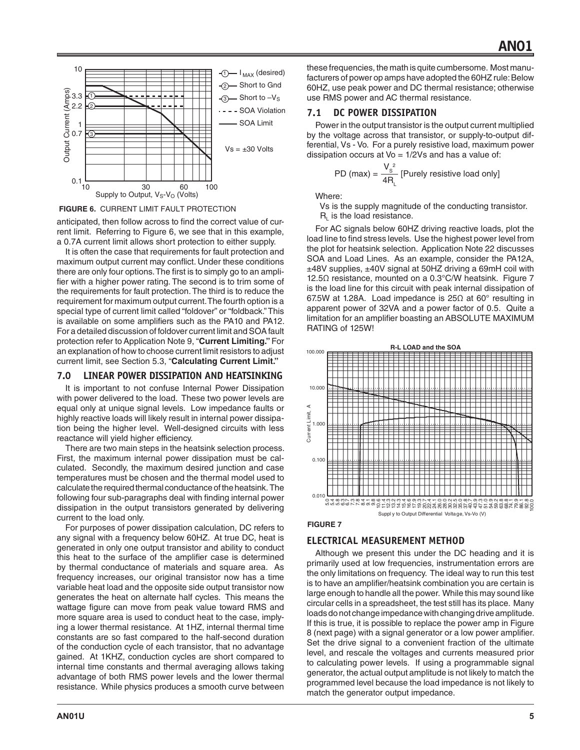**FIGURE 6.** CURRENT LIMIT FAULT PROTECTION

anticipated, then follow across to find the correct value of current limit. Referring to Figure 6, we see that in this example, a 0.7A current limit allows short protection to either supply.

It is often the case that requirements for fault protection and maximum output current may conflict. Under these conditions there are only four options. The first is to simply go to an amplifier with a higher power rating. The second is to trim some of the requirements for fault protection. The third is to reduce the requirement for maximum output current. The fourth option is a special type of current limit called "foldover" or "foldback." This is available on some amplifiers such as the PA10 and PA12. For a detailed discussion of foldover current limit and SOA fault protection refer to Application Note 9, "**Current Limiting.**" For an explanation of how to choose current limit resistors to adjust current limit, see Section 5.3, "**Calculating Current Limit.**"

## 7.0 LINEAR POWER DISSIPATION AND HEATSINKING

It is important to not confuse Internal Power Dissipation with power delivered to the load. These two power levels are equal only at unique signal levels. Low impedance faults or highly reactive loads will likely result in internal power dissipation being the higher level. Well-designed circuits with less reactance will yield higher efficiency.

There are two main steps in the heatsink selection process. First, the maximum internal power dissipation must be calculated. Secondly, the maximum desired junction and case temperatures must be chosen and the thermal model used to calculate the required thermal conductance of the heatsink. The following four sub-paragraphs deal with finding internal power dissipation in the output transistors generated by delivering current to the load only.

For purposes of power dissipation calculation, DC refers to any signal with a frequency below 60HZ. At true DC, heat is generated in only one output transistor and ability to conduct this heat to the surface of the amplifier case is determined by thermal conductance of materials and square area. As frequency increases, our original transistor now has a time variable heat load and the opposite side output transistor now generates the heat on alternate half cycles. This means the wattage figure can move from peak value toward RMS and more square area is used to conduct heat to the case, implying a lower thermal resistance. At 1HZ, internal thermal time constants are so fast compared to the half-second duration of the conduction cycle of each transistor, that no advantage gained. At 1KHZ, conduction cycles are short compared to internal time constants and thermal averaging allows taking advantage of both RMS power levels and the lower thermal resistance. While physics produces a smooth curve between these frequencies, the math is quite cumbersome. Most manufacturers of power op amps have adopted the 60HZ rule: Below 60HZ, use peak power and DC thermal resistance; otherwise use RMS power and AC thermal resistance.

### 7.1 DC POWER DISSIPATION

Power in the output transistor is the output current multiplied by the voltage across that transistor, or supply-to-output differential, Vs - Vo. For a purely resistive load, maximum power dissipation occurs at Vo = 1/2Vs and has a value of:

$$PD\ (max) = \frac{V_S^2}{4R_L}\ \text{[Purely resistive load only]}$$

Where:

Vs is the supply magnitude of the conducting transistor.
$R_L$ is the load resistance.

For AC signals below 60HZ driving reactive loads, plot the load line to find stress levels. Use the highest power level from the plot for heatsink selection. Application Note 22 discusses SOA and Load Lines. As an example, consider the PA12A, ±48V supplies, ±40V signal at 50HZ driving a 69mH coil with 12.5Ω resistance, mounted on a 0.3°C/W heatsink. Figure 7 is the load line for this circuit with peak internal dissipation of 67.5W at 1.28A. Load impedance is 25Ω at 60° resulting in apparent power of 32VA and a power factor of 0.5. Quite a limitation for an amplifier boasting an ABSOLUTE MAXIMUM RATING of 125W!

**FIGURE 7**

## ELECTRICAL MEASUREMENT METHOD

Although we present this under the DC heading and it is primarily used at low frequencies, instrumentation errors are the only limitations on frequency. The ideal way to run this test is to have an amplifier/heatsink combination you are certain is large enough to handle all the power. While this may sound like circular cells in a spreadsheet, the test still has its place. Many loads do not change impedance with changing drive amplitude. If this is true, it is possible to replace the power amp in Figure 8 (next page) with a signal generator or a low power amplifier. Set the drive signal to a convenient fraction of the ultimate level, and rescale the voltages and currents measured prior to calculating power levels. If using a programmable signal generator, the actual output amplitude is not likely to match the programmed level because the load impedance is not likely to match the generator output impedance.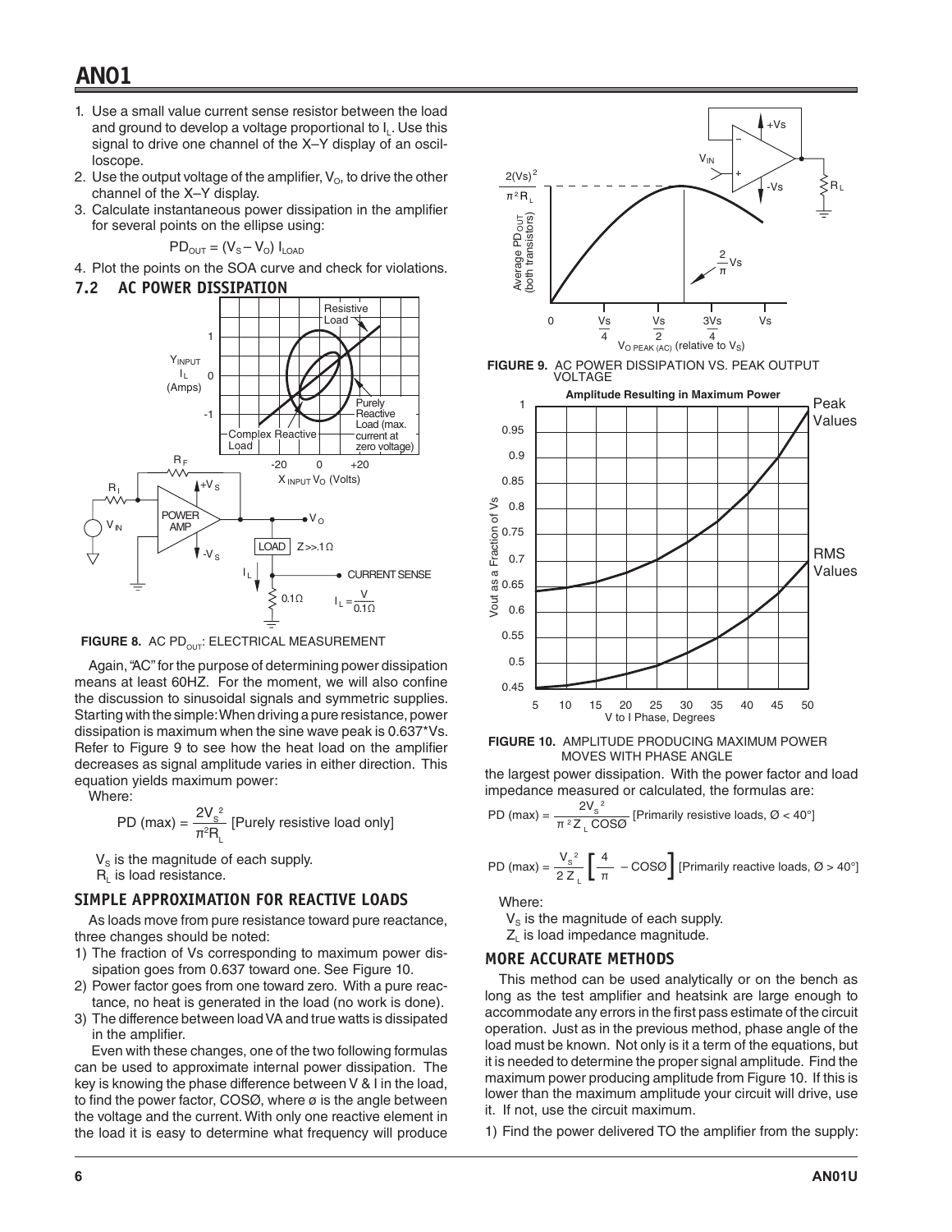1. Use a small value current sense resistor between the load and ground to develop a voltage proportional to $I_L$. Use this signal to drive one channel of the X–Y display of an oscilloscope.
2. Use the output voltage of the amplifier, $V_O$, to drive the other channel of the X–Y display.
3. Calculate instantaneous power dissipation in the amplifier for several points on the ellipse using:

$$PD_{OUT} = (V_S - V_O)\ I_{LOAD}$$

4. Plot the points on the SOA curve and check for violations.

## 7.2 AC POWER DISSIPATION

**FIGURE 8.** AC $PD_{OUT}$: ELECTRICAL MEASUREMENT

Again, "AC" for the purpose of determining power dissipation means at least 60HZ. For the moment, we will also confine the discussion to sinusoidal signals and symmetric supplies. Starting with the simple: When driving a pure resistance, power dissipation is maximum when the sine wave peak is 0.637*Vs. Refer to Figure 9 to see how the heat load on the amplifier decreases as signal amplitude varies in either direction. This equation yields maximum power:

Where:

$$PD\ (max) = \frac{2V_S^2}{\pi^2 R_L}\ \text{[Purely resistive load only]}$$

$V_S$ is the magnitude of each supply.
$R_L$ is load resistance.

### SIMPLE APPROXIMATION FOR REACTIVE LOADS

As loads move from pure resistance toward pure reactance, three changes should be noted:

1) The fraction of Vs corresponding to maximum power dissipation goes from 0.637 toward one. See Figure 10.
2) Power factor goes from one toward zero. With a pure reactance, no heat is generated in the load (no work is done).
3) The difference between load VA and true watts is dissipated in the amplifier.

Even with these changes, one of the two following formulas can be used to approximate internal power dissipation. The key is knowing the phase difference between V & I in the load, to find the power factor, COSØ, where ø is the angle between the voltage and the current. With only one reactive element in the load it is easy to determine what frequency will produce the largest power dissipation. With the power factor and load impedance measured or calculated, the formulas are:

**FIGURE 9.** AC POWER DISSIPATION VS. PEAK OUTPUT VOLTAGE

**FIGURE 10.** AMPLITUDE PRODUCING MAXIMUM POWER MOVES WITH PHASE ANGLE

$$PD\ (max) = \frac{2V_S^2}{\pi^2 Z_L \cos Ø}\ \text{[Primarily resistive loads, Ø < 40°]}$$

$$PD\ (max) = \frac{V_S^2}{2 Z_L}\left[\frac{4}{\pi} - \cos Ø\right]\ \text{[Primarily reactive loads, Ø > 40°]}$$

Where:

$V_S$ is the magnitude of each supply.
$Z_L$ is load impedance magnitude.

### MORE ACCURATE METHODS

This method can be used analytically or on the bench as long as the test amplifier and heatsink are large enough to accommodate any errors in the first pass estimate of the circuit operation. Just as in the previous method, phase angle of the load must be known. Not only is it a term of the equations, but it is needed to determine the proper signal amplitude. Find the maximum power producing amplitude from Figure 10. If this is lower than the maximum amplitude your circuit will drive, use it. If not, use the circuit maximum.

1) Find the power delivered TO the amplifier from the supply: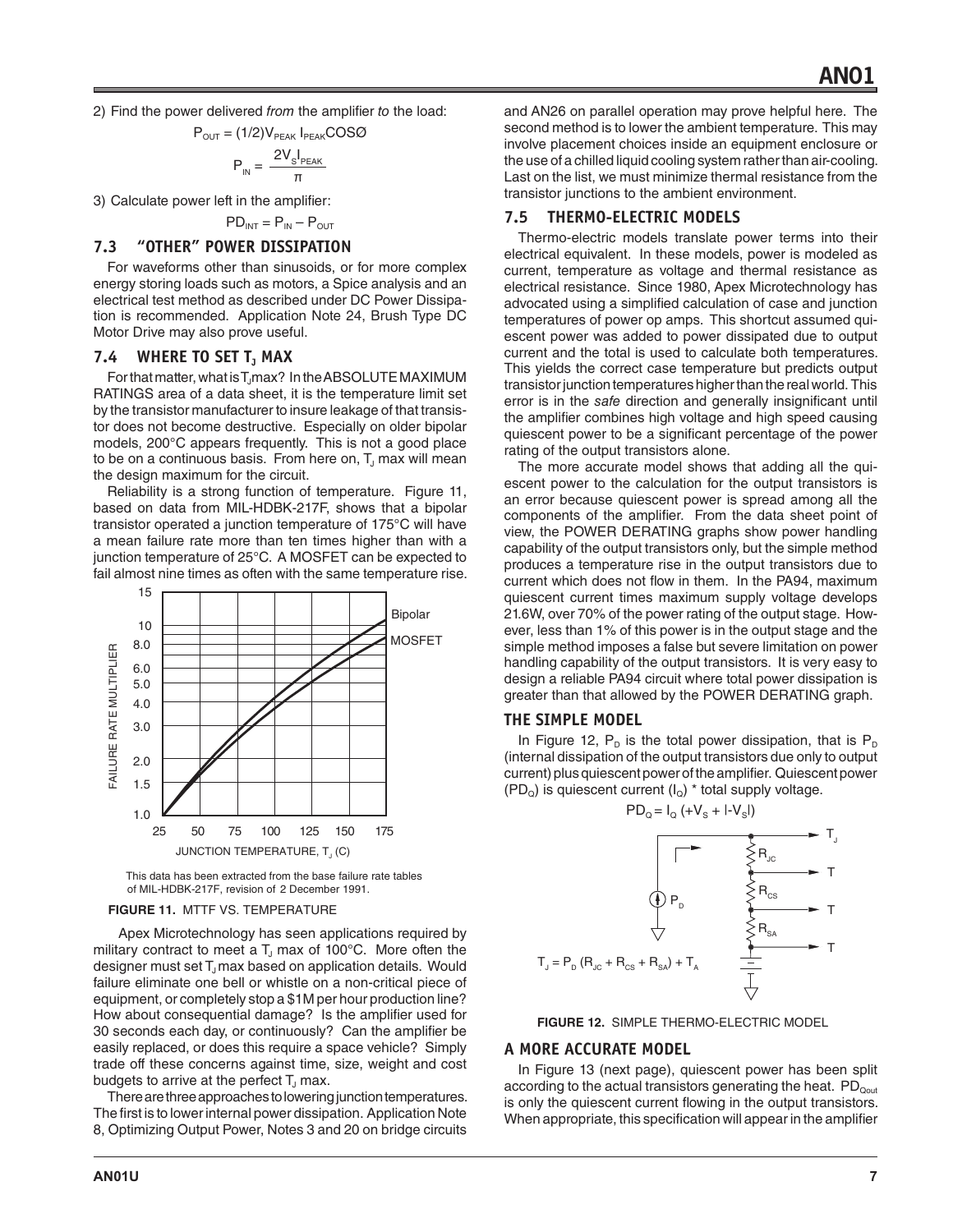2) Find the power delivered *from* the amplifier *to* the load:

$$P_{OUT} = (1/2)V_{PEAK}\, I_{PEAK} \cos Ø$$

$$P_{IN} = \frac{2V_S I_{PEAK}}{\pi}$$

3) Calculate power left in the amplifier:

$$PD_{INT} = P_{IN} - P_{OUT}$$

## 7.3 "OTHER" POWER DISSIPATION

For waveforms other than sinusoids, or for more complex energy storing loads such as motors, a Spice analysis and an electrical test method as described under DC Power Dissipation is recommended. Application Note 24, Brush Type DC Motor Drive may also prove useful.

## 7.4 WHERE TO SET $T_J$ MAX

For that matter, what is $T_J$max? In the ABSOLUTE MAXIMUM RATINGS area of a data sheet, it is the temperature limit set by the transistor manufacturer to insure leakage of that transistor does not become destructive. Especially on older bipolar models, 200°C appears frequently. This is not a good place to be on a continuous basis. From here on, $T_J$ max will mean the design maximum for the circuit.

Reliability is a strong function of temperature. Figure 11, based on data from MIL-HDBK-217F, shows that a bipolar transistor operated a junction temperature of 175°C will have a mean failure rate more than ten times higher than with a junction temperature of 25°C. A MOSFET can be expected to fail almost nine times as often with the same temperature rise.

This data has been extracted from the base failure rate tables of MIL-HDBK-217F, revision of 2 December 1991.

**FIGURE 11.** MTTF VS. TEMPERATURE

Apex Microtechnology has seen applications required by military contract to meet a $T_J$ max of 100°C. More often the designer must set $T_J$ max based on application details. Would failure eliminate one bell or whistle on a non-critical piece of equipment, or completely stop a $1M per hour production line? How about consequential damage? Is the amplifier used for 30 seconds each day, or continuously? Can the amplifier be easily replaced, or does this require a space vehicle? Simply trade off these concerns against time, size, weight and cost budgets to arrive at the perfect $T_J$ max.

There are three approaches to lowering junction temperatures. The first is to lower internal power dissipation. Application Note 8, Optimizing Output Power, Notes 3 and 20 on bridge circuits and AN26 on parallel operation may prove helpful here. The second method is to lower the ambient temperature. This may involve placement choices inside an equipment enclosure or the use of a chilled liquid cooling system rather than air-cooling. Last on the list, we must minimize thermal resistance from the transistor junctions to the ambient environment.

## 7.5 THERMO-ELECTRIC MODELS

Thermo-electric models translate power terms into their electrical equivalent. In these models, power is modeled as current, temperature as voltage and thermal resistance as electrical resistance. Since 1980, Apex Microtechnology has advocated using a simplified calculation of case and junction temperatures of power op amps. This shortcut assumed quiescent power was added to power dissipated due to output current and the total is used to calculate both temperatures. This yields the correct case temperature but predicts output transistor junction temperatures higher than the real world. This error is in the *safe* direction and generally insignificant until the amplifier combines high voltage and high speed causing quiescent power to be a significant percentage of the power rating of the output transistors alone.

The more accurate model shows that adding all the quiescent power to the calculation for the output transistors is an error because quiescent power is spread among all the components of the amplifier. From the data sheet point of view, the POWER DERATING graphs show power handling capability of the output transistors only, but the simple method produces a temperature rise in the output transistors due to current which does not flow in them. In the PA94, maximum quiescent current times maximum supply voltage develops 21.6W, over 70% of the power rating of the output stage. However, less than 1% of this power is in the output stage and the simple method imposes a false but severe limitation on power handling capability of the output transistors. It is very easy to design a reliable PA94 circuit where total power dissipation is greater than that allowed by the POWER DERATING graph.

### THE SIMPLE MODEL

In Figure 12, $P_D$ is the total power dissipation, that is $P_D$ (internal dissipation of the output transistors due only to output current) plus quiescent power of the amplifier. Quiescent power ($PD_Q$) is quiescent current ($I_Q$) * total supply voltage.

$$PD_Q = I_Q\,(+V_S + |-V_S|)$$

$$T_J = P_D\,(R_{JC} + R_{CS} + R_{SA}) + T_A$$

**FIGURE 12.** SIMPLE THERMO-ELECTRIC MODEL

### A MORE ACCURATE MODEL

In Figure 13 (next page), quiescent power has been split according to the actual transistors generating the heat. $PD_{Qout}$ is only the quiescent current flowing in the output transistors. When appropriate, this specification will appear in the amplifier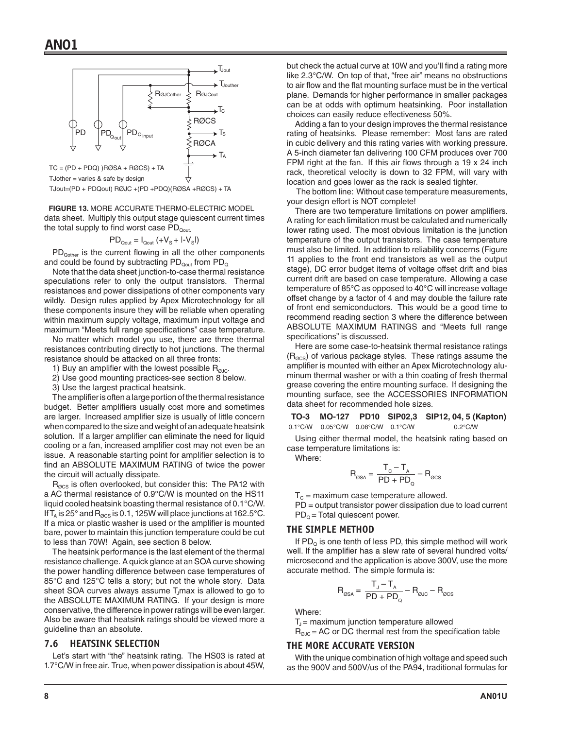TC = (PD + PDQ) )RØSA + RØCS) + TA

TJother = varies & safe by design

TJout=(PD + PDQout) RØJC +(PD +PDQ)(RØSA +RØCS) + TA

**FIGURE 13.** MORE ACCURATE THERMO-ELECTRIC MODEL

data sheet. Multiply this output stage quiescent current times the total supply to find worst case $PD_{Qout}$.

$$PD_{Qout} = I_{Qout}\ (+V_S + |-V_S|)$$

$PD_{Qother}$ is the current flowing in all the other components and could be found by subtracting $PD_{Qout}$ from $PD_Q$.

Note that the data sheet junction-to-case thermal resistance speculations refer to only the output transistors. Thermal resistances and power dissipations of other components vary wildly. Design rules applied by Apex Microtechnology for all these components insure they will be reliable when operating within maximum supply voltage, maximum input voltage and maximum "Meets full range specifications" case temperature.

No matter which model you use, there are three thermal resistances contributing directly to hot junctions. The thermal resistance should be attacked on all three fronts:

1) Buy an amplifier with the lowest possible $R_{ØJC}$.
2) Use good mounting practices-see section 8 below.
3) Use the largest practical heatsink.

The amplifier is often a large portion of the thermal resistance budget. Better amplifiers usually cost more and sometimes are larger. Increased amplifier size is usually of little concern when compared to the size and weight of an adequate heatsink solution. If a larger amplifier can eliminate the need for liquid cooling or a fan, increased amplifier cost may not even be an issue. A reasonable starting point for amplifier selection is to find an ABSOLUTE MAXIMUM RATING of twice the power the circuit will actually dissipate.

$R_{ØCS}$ is often overlooked, but consider this: The PA12 with a AC thermal resistance of 0.9°C/W is mounted on the HS11 liquid cooled heatsink boasting thermal resistance of 0.1°C/W. If $T_A$ is 25° and $R_{ØCS}$ is 0.1, 125W will place junctions at 162.5°C. If a mica or plastic washer is used or the amplifier is mounted bare, power to maintain this junction temperature could be cut to less than 70W! Again, see section 8 below.

The heatsink performance is the last element of the thermal resistance challenge. A quick glance at an SOA curve showing the power handling difference between case temperatures of 85°C and 125°C tells a story; but not the whole story. Data sheet SOA curves always assume $T_J$max is allowed to go to the ABSOLUTE MAXIMUM RATING. If your design is more conservative, the difference in power ratings will be even larger. Also be aware that heatsink ratings should be viewed more a guideline than an absolute.

## 7.6 HEATSINK SELECTION

Let's start with "the" heatsink rating. The HS03 is rated at 1.7°C/W in free air. True, when power dissipation is about 45W, but check the actual curve at 10W and you'll find a rating more like 2.3°C/W. On top of that, "free air" means no obstructions to air flow and the flat mounting surface must be in the vertical plane. Demands for higher performance in smaller packages can be at odds with optimum heatsinking. Poor installation choices can easily reduce effectiveness 50%.

Adding a fan to your design improves the thermal resistance rating of heatsinks. Please remember: Most fans are rated in cubic delivery and this rating varies with working pressure. A 5-inch diameter fan delivering 100 CFM produces over 700 FPM right at the fan. If this air flows through a 19 x 24 inch rack, theoretical velocity is down to 32 FPM, will vary with location and goes lower as the rack is sealed tighter.

The bottom line: Without case temperature measurements, your design effort is NOT complete!

There are two temperature limitations on power amplifiers. A rating for each limitation must be calculated and numerically lower rating used. The most obvious limitation is the junction temperature of the output transistors. The case temperature must also be limited. In addition to reliability concerns (Figure 11 applies to the front end transistors as well as the output stage), DC error budget items of voltage offset drift and bias current drift are based on case temperature. Allowing a case temperature of 85°C as opposed to 40°C will increase voltage offset change by a factor of 4 and may double the failure rate of front end semiconductors. This would be a good time to recommend reading section 3 where the difference between ABSOLUTE MAXIMUM RATINGS and "Meets full range specifications" is discussed.

Here are some case-to-heatsink thermal resistance ratings ($R_{ØCS}$) of various package styles. These ratings assume the amplifier is mounted with either an Apex Microtechnology aluminum thermal washer or with a thin coating of fresh thermal grease covering the entire mounting surface. If designing the mounting surface, see the ACCESSORIES INFORMATION data sheet for recommended hole sizes.

| TO-3 | MO-127 | PD10 | SIP02,3 | SIP12, 04, 5 (Kapton) |
|---|---|---|---|---|
| 0.1°C/W | 0.05°C/W | 0.08°C/W | 0.1°C/W | 0.2°C/W |

Using either thermal model, the heatsink rating based on case temperature limitations is:

Where:

$$R_{ØSA} = \frac{T_C - T_A}{PD + PD_Q} - R_{ØCS}$$

$T_C$ = maximum case temperature allowed.
PD = output transistor power dissipation due to load current
$PD_Q$ = Total quiescent power.

### THE SIMPLE METHOD

If $PD_Q$ is one tenth of less PD, this simple method will work well. If the amplifier has a slew rate of several hundred volts/microsecond and the application is above 300V, use the more accurate method. The simple formula is:

$$R_{ØSA} = \frac{T_J - T_A}{PD + PD_Q} - R_{ØJC} - R_{ØCS}$$

Where:

$T_J$ = maximum junction temperature allowed
$R_{ØJC}$ = AC or DC thermal rest from the specification table

### THE MORE ACCURATE VERSION

With the unique combination of high voltage and speed such as the 900V and 500V/us of the PA94, traditional formulas for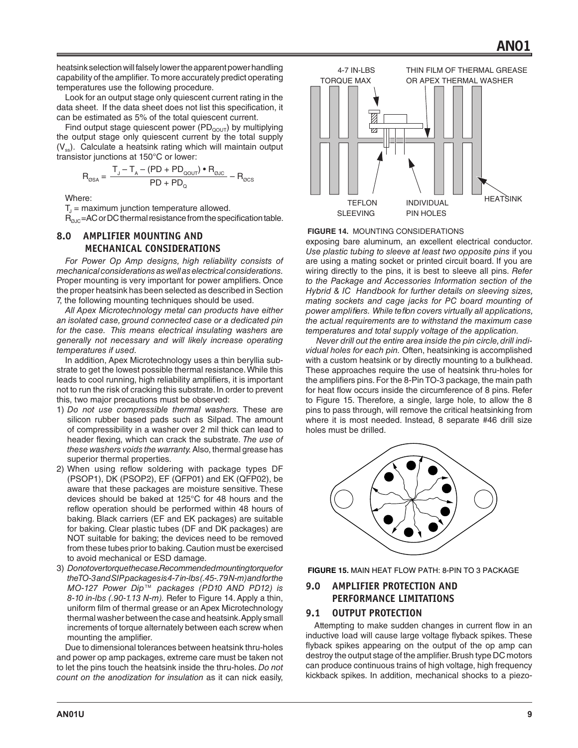heatsink selection will falsely lower the apparent power handling capability of the amplifier. To more accurately predict operating temperatures use the following procedure.

Look for an output stage only quiescent current rating in the data sheet. If the data sheet does not list this specification, it can be estimated as 5% of the total quiescent current.

Find output stage quiescent power ($PD_{QOUT}$) by multiplying the output stage only quiescent current by the total supply ($V_{ss}$). Calculate a heatsink rating which will maintain output transistor junctions at 150°C or lower:

$$R_{\varnothing SA} = \frac{T_J - T_A - (PD + PD_{QOUT}) \bullet R_{\varnothing JC}}{PD + PD_Q} - R_{\varnothing CS}$$

Where:

$T_J$ = maximum junction temperature allowed.

$R_{\varnothing JC}$=AC or DC thermal resistance from the specification table.

## 8.0 AMPLIFIER MOUNTING AND MECHANICAL CONSIDERATIONS

*For Power Op Amp designs, high reliability consists of mechanical considerations as well as electrical considerations.* Proper mounting is very important for power amplifiers. Once the proper heatsink has been selected as described in Section 7, the following mounting techniques should be used.

*All Apex Microtechnology metal can products have either an isolated case, ground connected case or a dedicated pin for the case. This means electrical insulating washers are generally not necessary and will likely increase operating temperatures if used.*

In addition, Apex Microtechnology uses a thin beryllia substrate to get the lowest possible thermal resistance. While this leads to cool running, high reliability amplifiers, it is important not to run the risk of cracking this substrate. In order to prevent this, two major precautions must be observed:

1) *Do not use compressible thermal washers.* These are silicon rubber based pads such as Silpad. The amount of compressibility in a washer over 2 mil thick can lead to header flexing, which can crack the substrate. *The use of these washers voids the warranty.* Also, thermal grease has superior thermal properties.
2) When using reflow soldering with package types DF (PSOP1), DK (PSOP2), EF (QFP01) and EK (QFP02), be aware that these packages are moisture sensitive. These devices should be baked at 125°C for 48 hours and the reflow operation should be performed within 48 hours of baking. Black carriers (EF and EK packages) are suitable for baking. Clear plastic tubes (DF and DK packages) are NOT suitable for baking; the devices need to be removed from these tubes prior to baking. Caution must be exercised to avoid mechanical or ESD damage.
3) *Do not overtorque the case. Recommended mounting torque for the TO-3 and SIP packages is 4-7 in-lbs (.45-.79 N-m) and for the MO-127 Power Dip™ packages (PD10 AND PD12) is 8-10 in-lbs (.90-1.13 N-m).* Refer to Figure 14. Apply a thin, uniform film of thermal grease or an Apex Microtechnology thermal washer between the case and heatsink. Apply small increments of torque alternately between each screw when mounting the amplifier.

Due to dimensional tolerances between heatsink thru-holes and power op amp packages, extreme care must be taken not to let the pins touch the heatsink inside the thru-holes. *Do not count on the anodization for insulation* as it can nick easily, exposing bare aluminum, an excellent electrical conductor. *Use plastic tubing to sleeve at least two opposite pins* if you are using a mating socket or printed circuit board. If you are wiring directly to the pins, it is best to sleeve all pins. *Refer to the Package and Accessories Information section of the Hybrid & IC Handbook for further details on sleeving sizes, mating sockets and cage jacks for PC board mounting of power amplifiers. While teflon covers virtually all applications, the actual requirements are to withstand the maximum case temperatures and total supply voltage of the application.*

4-7 IN-LBS TORQUE MAX — THIN FILM OF THERMAL GREASE OR APEX THERMAL WASHER — TEFLON SLEEVING — INDIVIDUAL PIN HOLES — HEATSINK

**FIGURE 14.** MOUNTING CONSIDERATIONS

*Never drill out the entire area inside the pin circle, drill individual holes for each pin.* Often, heatsinking is accomplished with a custom heatsink or by directly mounting to a bulkhead. These approaches require the use of heatsink thru-holes for the amplifiers pins. For the 8-Pin TO-3 package, the main path for heat flow occurs inside the circumference of 8 pins. Refer to Figure 15. Therefore, a single, large hole, to allow the 8 pins to pass through, will remove the critical heatsinking from where it is most needed. Instead, 8 separate #46 drill size holes must be drilled.

**FIGURE 15.** MAIN HEAT FLOW PATH: 8-PIN TO 3 PACKAGE

## 9.0 AMPLIFIER PROTECTION AND PERFORMANCE LIMITATIONS

### 9.1 OUTPUT PROTECTION

Attempting to make sudden changes in current flow in an inductive load will cause large voltage flyback spikes. These flyback spikes appearing on the output of the op amp can destroy the output stage of the amplifier. Brush type DC motors can produce continuous trains of high voltage, high frequency kickback spikes. In addition, mechanical shocks to a piezo-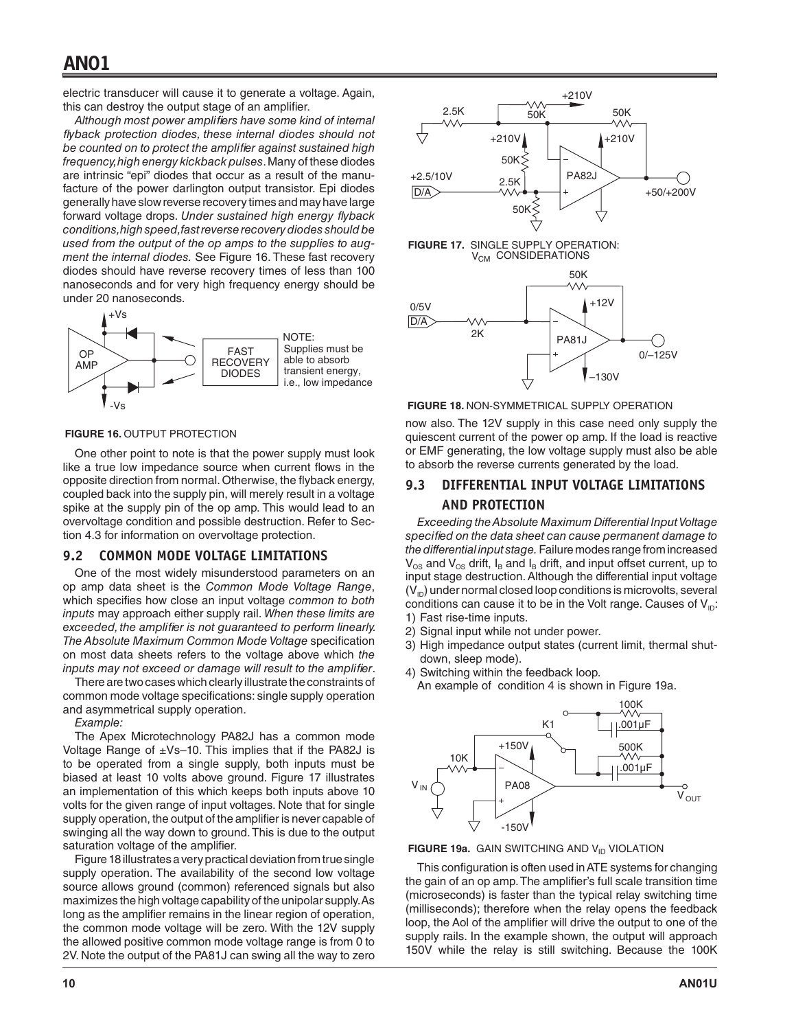electric transducer will cause it to generate a voltage. Again, this can destroy the output stage of an amplifier.

*Although most power amplifiers have some kind of internal flyback protection diodes, these internal diodes should not be counted on to protect the amplifier against sustained high frequency, high energy kickback pulses*. Many of these diodes are intrinsic "epi" diodes that occur as a result of the manufacture of the power darlington output transistor. Epi diodes generally have slow reverse recovery times and may have large forward voltage drops. *Under sustained high energy flyback conditions, high speed, fast reverse recovery diodes should be used from the output of the op amps to the supplies to augment the internal diodes.* See Figure 16. These fast recovery diodes should have reverse recovery times of less than 100 nanoseconds and for very high frequency energy should be under 20 nanoseconds.

NOTE: Supplies must be able to absorb transient energy, i.e., low impedance

**FIGURE 16.** OUTPUT PROTECTION

One other point to note is that the power supply must look like a true low impedance source when current flows in the opposite direction from normal. Otherwise, the flyback energy, coupled back into the supply pin, will merely result in a voltage spike at the supply pin of the op amp. This would lead to an overvoltage condition and possible destruction. Refer to Section 4.3 for information on overvoltage protection.

## 9.2 COMMON MODE VOLTAGE LIMITATIONS

One of the most widely misunderstood parameters on an op amp data sheet is the *Common Mode Voltage Range*, which specifies how close an input voltage *common to both inputs* may approach either supply rail. *When these limits are exceeded, the amplifier is not guaranteed to perform linearly. The Absolute Maximum Common Mode Voltage* specification on most data sheets refers to the voltage above which *the inputs may not exceed or damage will result to the amplifier*.

There are two cases which clearly illustrate the constraints of common mode voltage specifications: single supply operation and asymmetrical supply operation.

*Example:*

The Apex Microtechnology PA82J has a common mode Voltage Range of ±Vs–10. This implies that if the PA82J is to be operated from a single supply, both inputs must be biased at least 10 volts above ground. Figure 17 illustrates an implementation of this which keeps both inputs above 10 volts for the given range of input voltages. Note that for single supply operation, the output of the amplifier is never capable of swinging all the way down to ground. This is due to the output saturation voltage of the amplifier.

Figure 18 illustrates a very practical deviation from true single supply operation. The availability of the second low voltage source allows ground (common) referenced signals but also maximizes the high voltage capability of the unipolar supply. As long as the amplifier remains in the linear region of operation, the common mode voltage will be zero. With the 12V supply the allowed positive common mode voltage range is from 0 to 2V. Note the output of the PA81J can swing all the way to zero now also. The 12V supply in this case need only supply the quiescent current of the power op amp. If the load is reactive or EMF generating, the low voltage supply must also be able to absorb the reverse currents generated by the load.

**FIGURE 17.** SINGLE SUPPLY OPERATION: $V_{CM}$ CONSIDERATIONS

**FIGURE 18.** NON-SYMMETRICAL SUPPLY OPERATION

## 9.3 DIFFERENTIAL INPUT VOLTAGE LIMITATIONS AND PROTECTION

*Exceeding the Absolute Maximum Differential Input Voltage specified on the data sheet can cause permanent damage to the differential input stage.* Failure modes range from increased $V_{OS}$ and $V_{OS}$ drift, $I_B$ and $I_B$ drift, and input offset current, up to input stage destruction. Although the differential input voltage ($V_{ID}$) under normal closed loop conditions is microvolts, several conditions can cause it to be in the Volt range. Causes of $V_{ID}$:

1) Fast rise-time inputs.
2) Signal input while not under power.
3) High impedance output states (current limit, thermal shutdown, sleep mode).
4) Switching within the feedback loop.

An example of condition 4 is shown in Figure 19a.

**FIGURE 19a.** GAIN SWITCHING AND $V_{ID}$ VIOLATION

This configuration is often used in ATE systems for changing the gain of an op amp. The amplifier's full scale transition time (microseconds) is faster than the typical relay switching time (milliseconds); therefore when the relay opens the feedback loop, the Aol of the amplifier will drive the output to one of the supply rails. In the example shown, the output will approach 150V while the relay is still switching. Because the 100K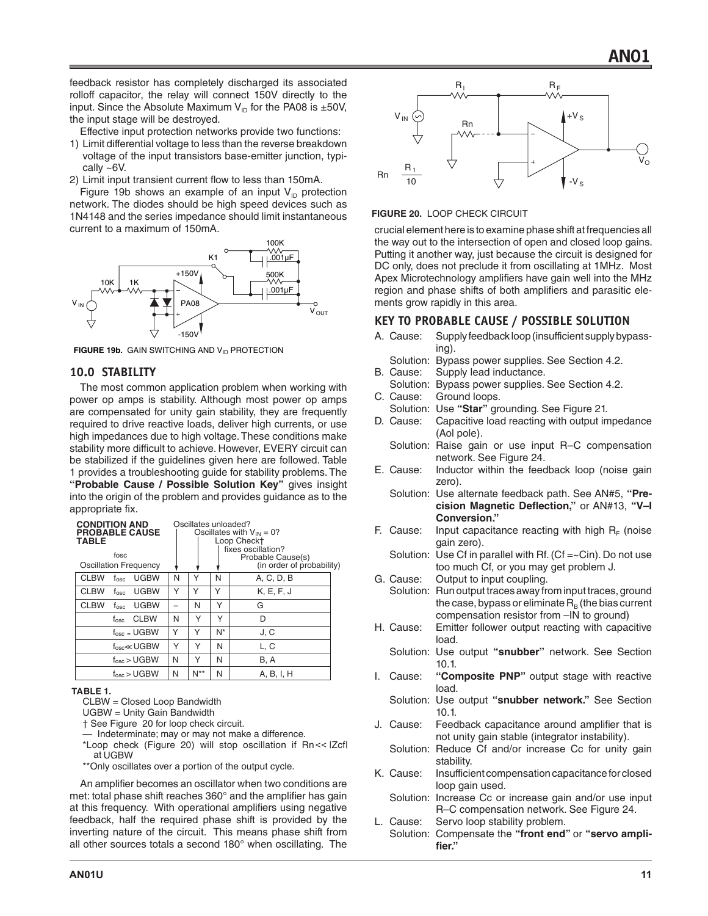feedback resistor has completely discharged its associated rolloff capacitor, the relay will connect 150V directly to the input. Since the Absolute Maximum $V_{ID}$ for the PA08 is ±50V, the input stage will be destroyed.

Effective input protection networks provide two functions:

1) Limit differential voltage to less than the reverse breakdown voltage of the input transistors base-emitter junction, typically ~6V.
2) Limit input transient current flow to less than 150mA.

Figure 19b shows an example of an input $V_{ID}$ protection network. The diodes should be high speed devices such as 1N4148 and the series impedance should limit instantaneous current to a maximum of 150mA.

**FIGURE 19b.** GAIN SWITCHING AND $V_{ID}$ PROTECTION

## 10.0 STABILITY

The most common application problem when working with power op amps is stability. Although most power op amps are compensated for unity gain stability, they are frequently required to drive reactive loads, deliver high currents, or use high impedances due to high voltage. These conditions make stability more difficult to achieve. However, EVERY circuit can be stabilized if the guidelines given here are followed. Table 1 provides a troubleshooting guide for stability problems. The **"Probable Cause / Possible Solution Key"** gives insight into the origin of the problem and provides guidance as to the appropriate fix.

**CONDITION AND PROBABLE CAUSE TABLE**

| fosc Oscillation Frequency | Oscillates unloaded? | Oscillates with $V_{IN}$ = 0? | Loop Check† fixes oscillation? | Probable Cause(s) (in order of probability) |
|---|---|---|---|---|
| CLBW $f_{osc}$ UGBW | N | Y | N | A, C, D, B |
| CLBW $f_{osc}$ UGBW | Y | Y | Y | K, E, F, J |
| CLBW $f_{osc}$ UGBW | – | N | Y | G |
| $f_{osc}$ CLBW | N | Y | Y | D |
| $f_{osc}$ = UGBW | Y | Y | N* | J, C |
| $f_{osc} \ll$ UGBW | Y | Y | N | L, C |
| $f_{osc}$ > UGBW | N | Y | N | B, A |
| $f_{osc}$ > UGBW | N | N** | N | A, B, I, H |

**TABLE 1.**

CLBW = Closed Loop Bandwidth
UGBW = Unity Gain Bandwidth
† See Figure 20 for loop check circuit.
— Indeterminate; may or may not make a difference.
*Loop check (Figure 20) will stop oscillation if Rn << |Zcf| at UGBW
**Only oscillates over a portion of the output cycle.

An amplifier becomes an oscillator when two conditions are met: total phase shift reaches 360° and the amplifier has gain at this frequency. With operational amplifiers using negative feedback, half the required phase shift is provided by the inverting nature of the circuit. This means phase shift from all other sources totals a second 180° when oscillating. The crucial element here is to examine phase shift at frequencies all the way out to the intersection of open and closed loop gains. Putting it another way, just because the circuit is designed for DC only, does not preclude it from oscillating at 1MHz. Most Apex Microtechnology amplifiers have gain well into the MHz region and phase shifts of both amplifiers and parasitic elements grow rapidly in this area.

$$Rn = \frac{R_1}{10}$$

**FIGURE 20.** LOOP CHECK CIRCUIT

### KEY TO PROBABLE CAUSE / POSSIBLE SOLUTION

A. Cause: Supply feedback loop (insufficient supply bypassing).
Solution: Bypass power supplies. See Section 4.2.

B. Cause: Supply lead inductance.
Solution: Bypass power supplies. See Section 4.2.

C. Cause: Ground loops.
Solution: Use **"Star"** grounding. See Figure 21.

D. Cause: Capacitive load reacting with output impedance (Aol pole).
Solution: Raise gain or use input R–C compensation network. See Figure 24.

E. Cause: Inductor within the feedback loop (noise gain zero).
Solution: Use alternate feedback path. See AN#5, **"Precision Magnetic Deflection,"** or AN#13, **"V–I Conversion."**

F. Cause: Input capacitance reacting with high $R_F$ (noise gain zero).
Solution: Use Cf in parallel with Rf. (Cf =~Cin). Do not use too much Cf, or you may get problem J.

G. Cause: Output to input coupling.
Solution: Run output traces away from input traces, ground the case, bypass or eliminate $R_B$ (the bias current compensation resistor from –IN to ground)

H. Cause: Emitter follower output reacting with capacitive load.
Solution: Use output **"snubber"** network. See Section 10.1.

I. Cause: **"Composite PNP"** output stage with reactive load.
Solution: Use output **"snubber network."** See Section 10.1.

J. Cause: Feedback capacitance around amplifier that is not unity gain stable (integrator instability).
Solution: Reduce Cf and/or increase Cc for unity gain stability.

K. Cause: Insufficient compensation capacitance for closed loop gain used.
Solution: Increase Cc or increase gain and/or use input R–C compensation network. See Figure 24.

L. Cause: Servo loop stability problem.
Solution: Compensate the **"front end"** or **"servo amplifier."**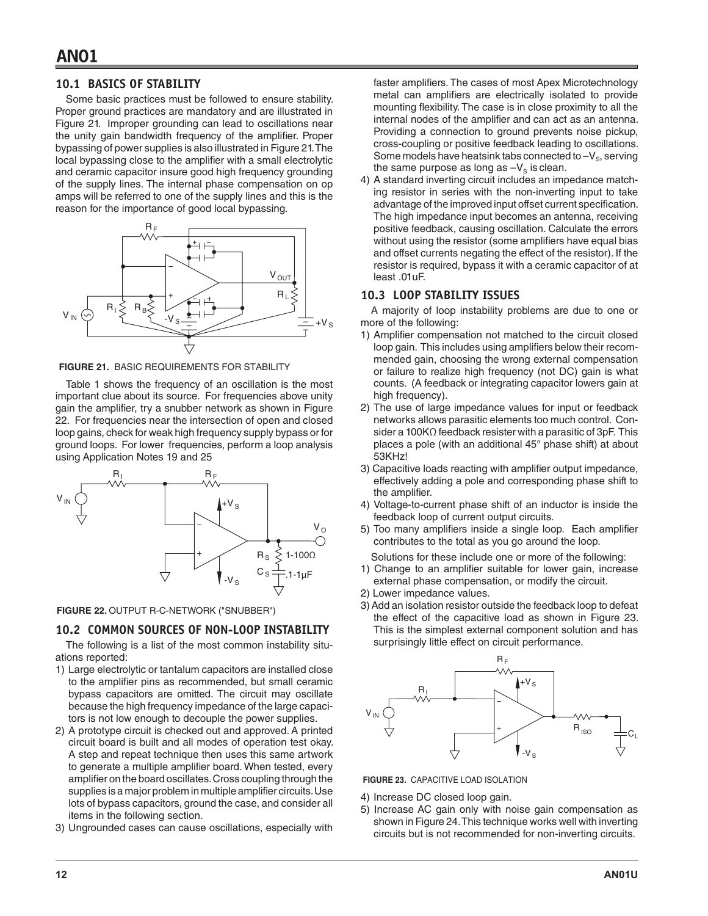## 10.1 BASICS OF STABILITY

Some basic practices must be followed to ensure stability. Proper ground practices are mandatory and are illustrated in Figure 21. Improper grounding can lead to oscillations near the unity gain bandwidth frequency of the amplifier. Proper bypassing of power supplies is also illustrated in Figure 21. The local bypassing close to the amplifier with a small electrolytic and ceramic capacitor insure good high frequency grounding of the supply lines. The internal phase compensation on op amps will be referred to one of the supply lines and this is the reason for the importance of good local bypassing.

**FIGURE 21.** BASIC REQUIREMENTS FOR STABILITY

Table 1 shows the frequency of an oscillation is the most important clue about its source. For frequencies above unity gain the amplifier, try a snubber network as shown in Figure 22. For frequencies near the intersection of open and closed loop gains, check for weak high frequency supply bypass or for ground loops. For lower frequencies, perform a loop analysis using Application Notes 19 and 25

**FIGURE 22.** OUTPUT R-C-NETWORK ("SNUBBER")

## 10.2 COMMON SOURCES OF NON-LOOP INSTABILITY

The following is a list of the most common instability situations reported:

1) Large electrolytic or tantalum capacitors are installed close to the amplifier pins as recommended, but small ceramic bypass capacitors are omitted. The circuit may oscillate because the high frequency impedance of the large capacitors is not low enough to decouple the power supplies.
2) A prototype circuit is checked out and approved. A printed circuit board is built and all modes of operation test okay. A step and repeat technique then uses this same artwork to generate a multiple amplifier board. When tested, every amplifier on the board oscillates. Cross coupling through the supplies is a major problem in multiple amplifier circuits. Use lots of bypass capacitors, ground the case, and consider all items in the following section.
3) Ungrounded cases can cause oscillations, especially with faster amplifiers. The cases of most Apex Microtechnology metal can amplifiers are electrically isolated to provide mounting flexibility. The case is in close proximity to all the internal nodes of the amplifier and can act as an antenna. Providing a connection to ground prevents noise pickup, cross-coupling or positive feedback leading to oscillations. Some models have heatsink tabs connected to $-V_S$, serving the same purpose as long as $-V_S$ is clean.
4) A standard inverting circuit includes an impedance matching resistor in series with the non-inverting input to take advantage of the improved input offset current specification. The high impedance input becomes an antenna, receiving positive feedback, causing oscillation. Calculate the errors without using the resistor (some amplifiers have equal bias and offset currents negating the effect of the resistor). If the resistor is required, bypass it with a ceramic capacitor of at least .01uF.

## 10.3 LOOP STABILITY ISSUES

A majority of loop instability problems are due to one or more of the following:

1) Amplifier compensation not matched to the circuit closed loop gain. This includes using amplifiers below their recommended gain, choosing the wrong external compensation or failure to realize high frequency (not DC) gain is what counts. (A feedback or integrating capacitor lowers gain at high frequency).
2) The use of large impedance values for input or feedback networks allows parasitic elements too much control. Consider a 100KΩ feedback resister with a parasitic of 3pF. This places a pole (with an additional 45° phase shift) at about 53KHz!
3) Capacitive loads reacting with amplifier output impedance, effectively adding a pole and corresponding phase shift to the amplifier.
4) Voltage-to-current phase shift of an inductor is inside the feedback loop of current output circuits.
5) Too many amplifiers inside a single loop. Each amplifier contributes to the total as you go around the loop.

Solutions for these include one or more of the following:

1) Change to an amplifier suitable for lower gain, increase external phase compensation, or modify the circuit.
2) Lower impedance values.
3) Add an isolation resistor outside the feedback loop to defeat the effect of the capacitive load as shown in Figure 23. This is the simplest external component solution and has surprisingly little effect on circuit performance.

**FIGURE 23.** CAPACITIVE LOAD ISOLATION

4) Increase DC closed loop gain.
5) Increase AC gain only with noise gain compensation as shown in Figure 24. This technique works well with inverting circuits but is not recommended for non-inverting circuits.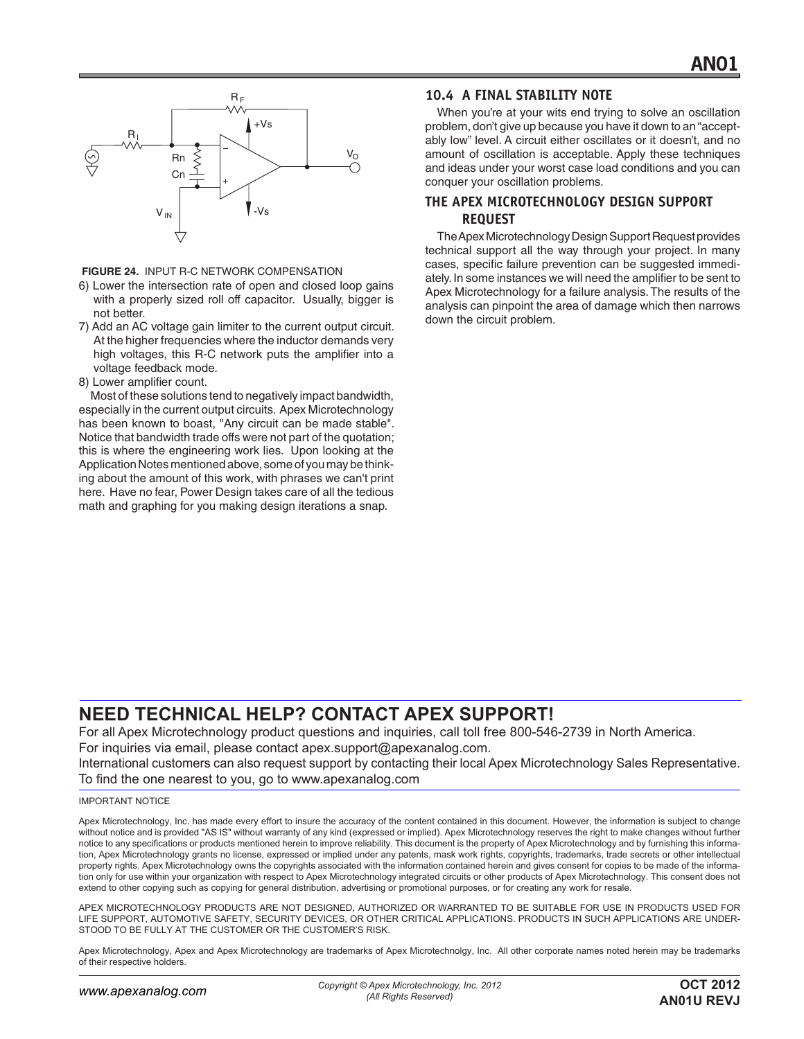$R_F$

$R_I$

Rn

Cn

$V_{IN}$

+Vs

-Vs

$V_O$

**FIGURE 24.** INPUT R-C NETWORK COMPENSATION

6) Lower the intersection rate of open and closed loop gains with a properly sized roll off capacitor. Usually, bigger is not better.
7) Add an AC voltage gain limiter to the current output circuit. At the higher frequencies where the inductor demands very high voltages, this R-C network puts the amplifier into a voltage feedback mode.
8) Lower amplifier count.

Most of these solutions tend to negatively impact bandwidth, especially in the current output circuits. Apex Microtechnology has been known to boast, "Any circuit can be made stable". Notice that bandwidth trade offs were not part of the quotation; this is where the engineering work lies. Upon looking at the Application Notes mentioned above, some of you may be thinking about the amount of this work, with phrases we can't print here. Have no fear, Power Design takes care of all the tedious math and graphing for you making design iterations a snap.

### 10.4 A FINAL STABILITY NOTE

When you're at your wits end trying to solve an oscillation problem, don't give up because you have it down to an "acceptably low" level. A circuit either oscillates or it doesn't, and no amount of oscillation is acceptable. Apply these techniques and ideas under your worst case load conditions and you can conquer your oscillation problems.

### THE APEX MICROTECHNOLOGY DESIGN SUPPORT REQUEST

The Apex Microtechnology Design Support Request provides technical support all the way through your project. In many cases, specific failure prevention can be suggested immediately. In some instances we will need the amplifier to be sent to Apex Microtechnology for a failure analysis. The results of the analysis can pinpoint the area of damage which then narrows down the circuit problem.

## NEED TECHNICAL HELP? CONTACT APEX SUPPORT!

For all Apex Microtechnology product questions and inquiries, call toll free 800-546-2739 in North America.
For inquiries via email, please contact apex.support@apexanalog.com.
International customers can also request support by contacting their local Apex Microtechnology Sales Representative. To find the one nearest to you, go to www.apexanalog.com

IMPORTANT NOTICE

Apex Microtechnology, Inc. has made every effort to insure the accuracy of the content contained in this document. However, the information is subject to change without notice and is provided "AS IS" without warranty of any kind (expressed or implied). Apex Microtechnology reserves the right to make changes without further notice to any specifications or products mentioned herein to improve reliability. This document is the property of Apex Microtechnology and by furnishing this information, Apex Microtechnology grants no license, expressed or implied under any patents, mask work rights, copyrights, trademarks, trade secrets or other intellectual property rights. Apex Microtechnology owns the copyrights associated with the information contained herein and gives consent for copies to be made of the information only for use within your organization with respect to Apex Microtechnology integrated circuits or other products of Apex Microtechnology. This consent does not extend to other copying such as copying for general distribution, advertising or promotional purposes, or for creating any work for resale.

APEX MICROTECHNOLOGY PRODUCTS ARE NOT DESIGNED, AUTHORIZED OR WARRANTED TO BE SUITABLE FOR USE IN PRODUCTS USED FOR LIFE SUPPORT, AUTOMOTIVE SAFETY, SECURITY DEVICES, OR OTHER CRITICAL APPLICATIONS. PRODUCTS IN SUCH APPLICATIONS ARE UNDERSTOOD TO BE FULLY AT THE CUSTOMER OR THE CUSTOMER'S RISK.

Apex Microtechnology, Apex and Apex Microtechnology are trademarks of Apex Microtechnolgy, Inc. All other corporate names noted herein may be trademarks of their respective holders.

*Copyright © Apex Microtechnology, Inc. 2012 (All Rights Reserved)*

OCT 2012
AN01U REVJ